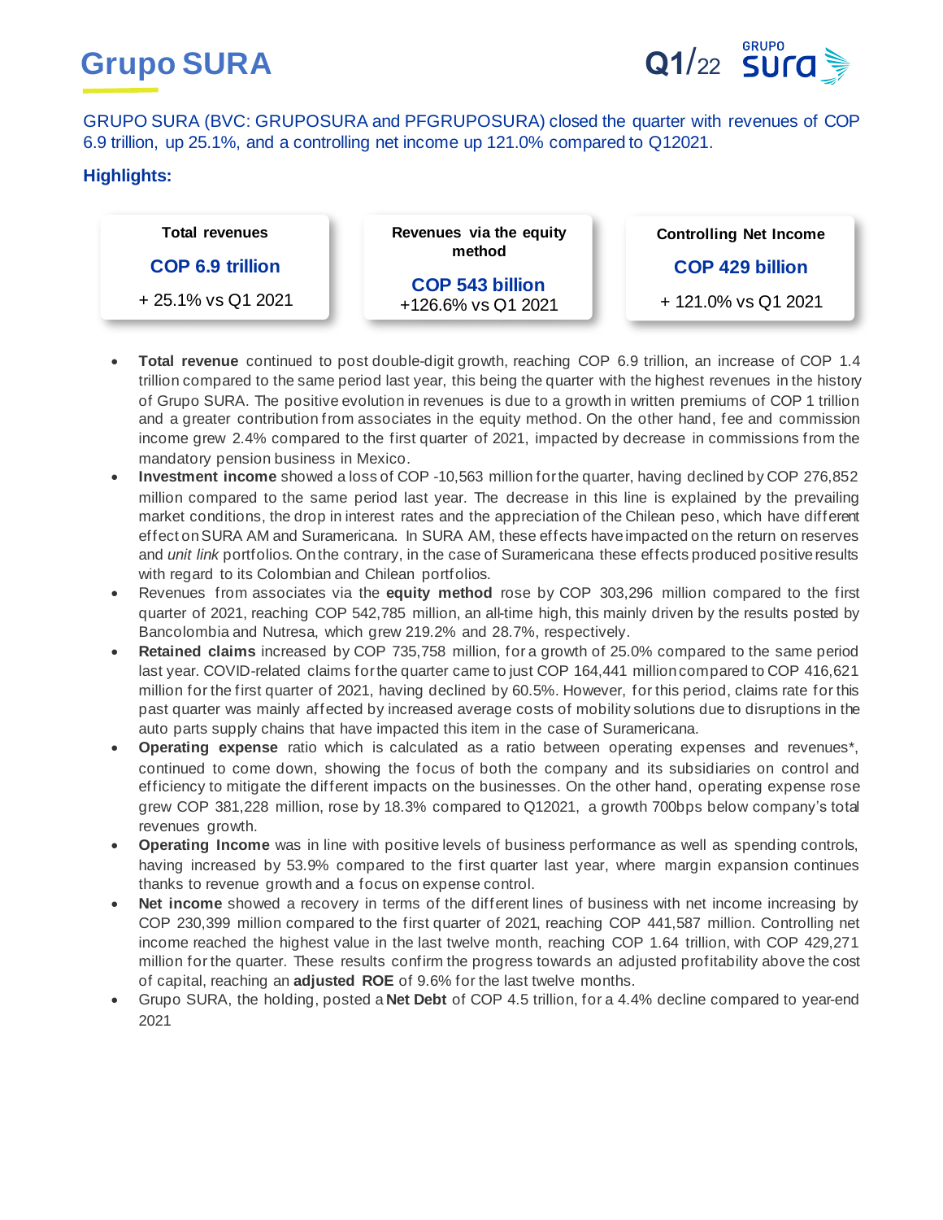# Grupo SURA

Q1/22

GRUPO SURA (BVC: GRUPOSURA and PFGRUPOSURA) closed the quarter with revenues of COP 6.9 trillion, up 25.1%, and a controlling net income up 121.0% compared to Q12021.

## Highlights:

| Total revenues | Revenues via the equity method | Controlling Net Income |
|---|---|---|
| COP 6.9 trillion | COP 543 billion | COP 429 billion |
| + 25.1% vs Q1 2021 | +126.6% vs Q1 2021 | + 121.0% vs Q1 2021 |

- **Total revenue** continued to post double-digit growth, reaching COP 6.9 trillion, an increase of COP 1.4 trillion compared to the same period last year, this being the quarter with the highest revenues in the history of Grupo SURA. The positive evolution in revenues is due to a growth in written premiums of COP 1 trillion and a greater contribution from associates in the equity method. On the other hand, fee and commission income grew 2.4% compared to the first quarter of 2021, impacted by decrease in commissions from the mandatory pension business in Mexico.
- **Investment income** showed a loss of COP -10,563 million for the quarter, having declined by COP 276,852 million compared to the same period last year. The decrease in this line is explained by the prevailing market conditions, the drop in interest rates and the appreciation of the Chilean peso, which have different effect on SURA AM and Suramericana. In SURA AM, these effects have impacted on the return on reserves and *unit link* portfolios. On the contrary, in the case of Suramericana these effects produced positive results with regard to its Colombian and Chilean portfolios.
- Revenues from associates via the **equity method** rose by COP 303,296 million compared to the first quarter of 2021, reaching COP 542,785 million, an all-time high, this mainly driven by the results posted by Bancolombia and Nutresa, which grew 219.2% and 28.7%, respectively.
- **Retained claims** increased by COP 735,758 million, for a growth of 25.0% compared to the same period last year. COVID-related claims for the quarter came to just COP 164,441 million compared to COP 416,621 million for the first quarter of 2021, having declined by 60.5%. However, for this period, claims rate for this past quarter was mainly affected by increased average costs of mobility solutions due to disruptions in the auto parts supply chains that have impacted this item in the case of Suramericana.
- **Operating expense** ratio which is calculated as a ratio between operating expenses and revenues*, continued to come down, showing the focus of both the company and its subsidiaries on control and efficiency to mitigate the different impacts on the businesses. On the other hand, operating expense rose grew COP 381,228 million, rose by 18.3% compared to Q12021, a growth 700bps below company's total revenues growth.
- **Operating Income** was in line with positive levels of business performance as well as spending controls, having increased by 53.9% compared to the first quarter last year, where margin expansion continues thanks to revenue growth and a focus on expense control.
- **Net income** showed a recovery in terms of the different lines of business with net income increasing by COP 230,399 million compared to the first quarter of 2021, reaching COP 441,587 million. Controlling net income reached the highest value in the last twelve month, reaching COP 1.64 trillion, with COP 429,271 million for the quarter. These results confirm the progress towards an adjusted profitability above the cost of capital, reaching an **adjusted ROE** of 9.6% for the last twelve months.
- Grupo SURA, the holding, posted a **Net Debt** of COP 4.5 trillion, for a 4.4% decline compared to year-end 2021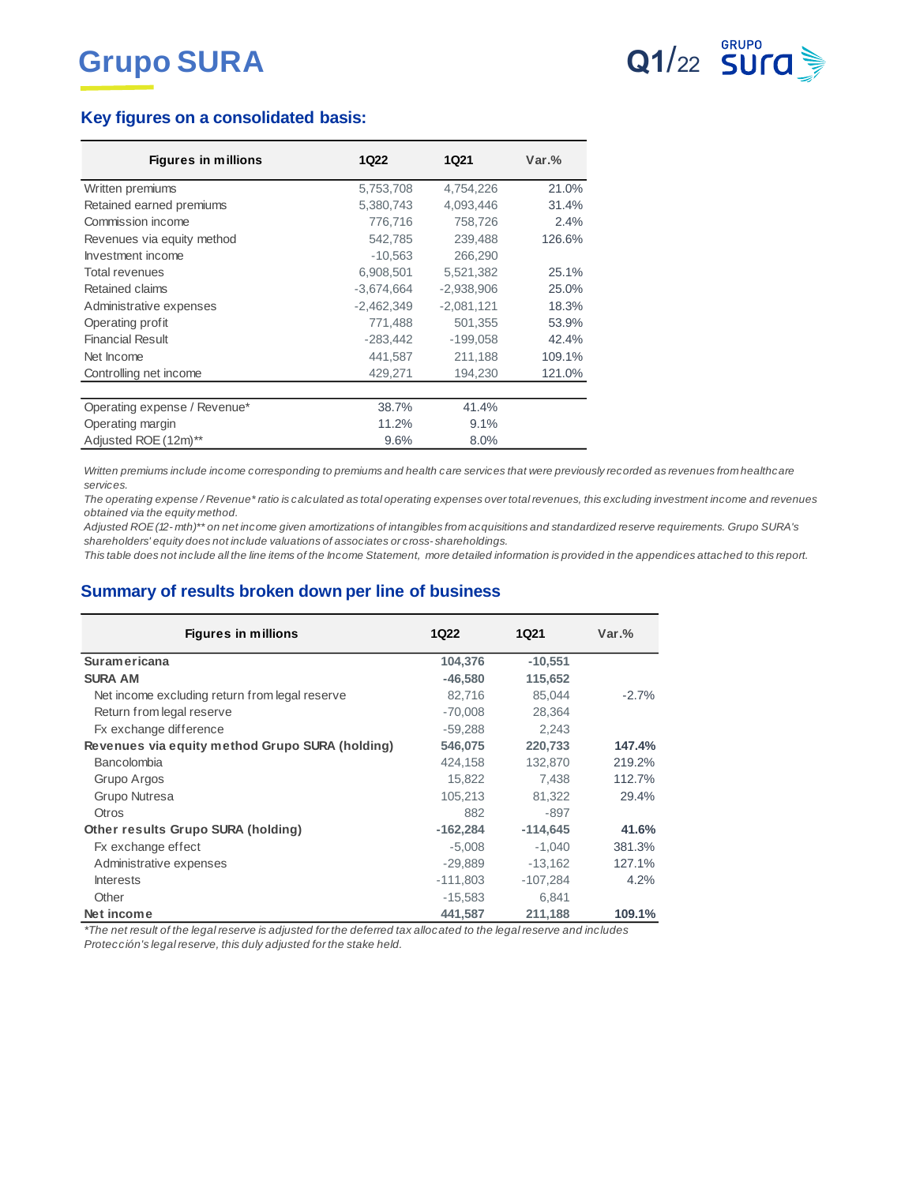# Grupo SURA

## Key figures on a consolidated basis:

| Figures in millions | 1Q22 | 1Q21 | Var.% |
|---|---|---|---|
| Written premiums | 5,753,708 | 4,754,226 | 21.0% |
| Retained earned premiums | 5,380,743 | 4,093,446 | 31.4% |
| Commission income | 776,716 | 758,726 | 2.4% |
| Revenues via equity method | 542,785 | 239,488 | 126.6% |
| Investment income | -10,563 | 266,290 | |
| Total revenues | 6,908,501 | 5,521,382 | 25.1% |
| Retained claims | -3,674,664 | -2,938,906 | 25.0% |
| Administrative expenses | -2,462,349 | -2,081,121 | 18.3% |
| Operating profit | 771,488 | 501,355 | 53.9% |
| Financial Result | -283,442 | -199,058 | 42.4% |
| Net Income | 441,587 | 211,188 | 109.1% |
| Controlling net income | 429,271 | 194,230 | 121.0% |
| | | | |
| Operating expense / Revenue* | 38.7% | 41.4% | |
| Operating margin | 11.2% | 9.1% | |
| Adjusted ROE (12m)** | 9.6% | 8.0% | |

*Written premiums include income corresponding to premiums and health care services that were previously recorded as revenues from healthcare services.*
*The operating expense / Revenue* ratio is calculated as total operating expenses over total revenues, this excluding investment income and revenues obtained via the equity method.*
*Adjusted ROE (12- mth)** on net income given amortizations of intangibles from acquisitions and standardized reserve requirements. Grupo SURA's shareholders' equity does not include valuations of associates or cross- shareholdings.*
*This table does not include all the line items of the Income Statement, more detailed information is provided in the appendices attached to this report.*

## Summary of results broken down per line of business

| Figures in millions | 1Q22 | 1Q21 | Var.% |
|---|---|---|---|
| **Suramericana** | **104,376** | **-10,551** | |
| **SURA AM** | **-46,580** | **115,652** | |
| Net income excluding return from legal reserve | 82,716 | 85,044 | -2.7% |
| Return from legal reserve | -70,008 | 28,364 | |
| Fx exchange difference | -59,288 | 2,243 | |
| **Revenues via equity method Grupo SURA (holding)** | **546,075** | **220,733** | **147.4%** |
| Bancolombia | 424,158 | 132,870 | 219.2% |
| Grupo Argos | 15,822 | 7,438 | 112.7% |
| Grupo Nutresa | 105,213 | 81,322 | 29.4% |
| Otros | 882 | -897 | |
| **Other results Grupo SURA (holding)** | **-162,284** | **-114,645** | **41.6%** |
| Fx exchange effect | -5,008 | -1,040 | 381.3% |
| Administrative expenses | -29,889 | -13,162 | 127.1% |
| Interests | -111,803 | -107,284 | 4.2% |
| Other | -15,583 | 6,841 | |
| **Net income** | **441,587** | **211,188** | **109.1%** |

*\*The net result of the legal reserve is adjusted for the deferred tax allocated to the legal reserve and includes Protección's legal reserve, this duly adjusted for the stake held.*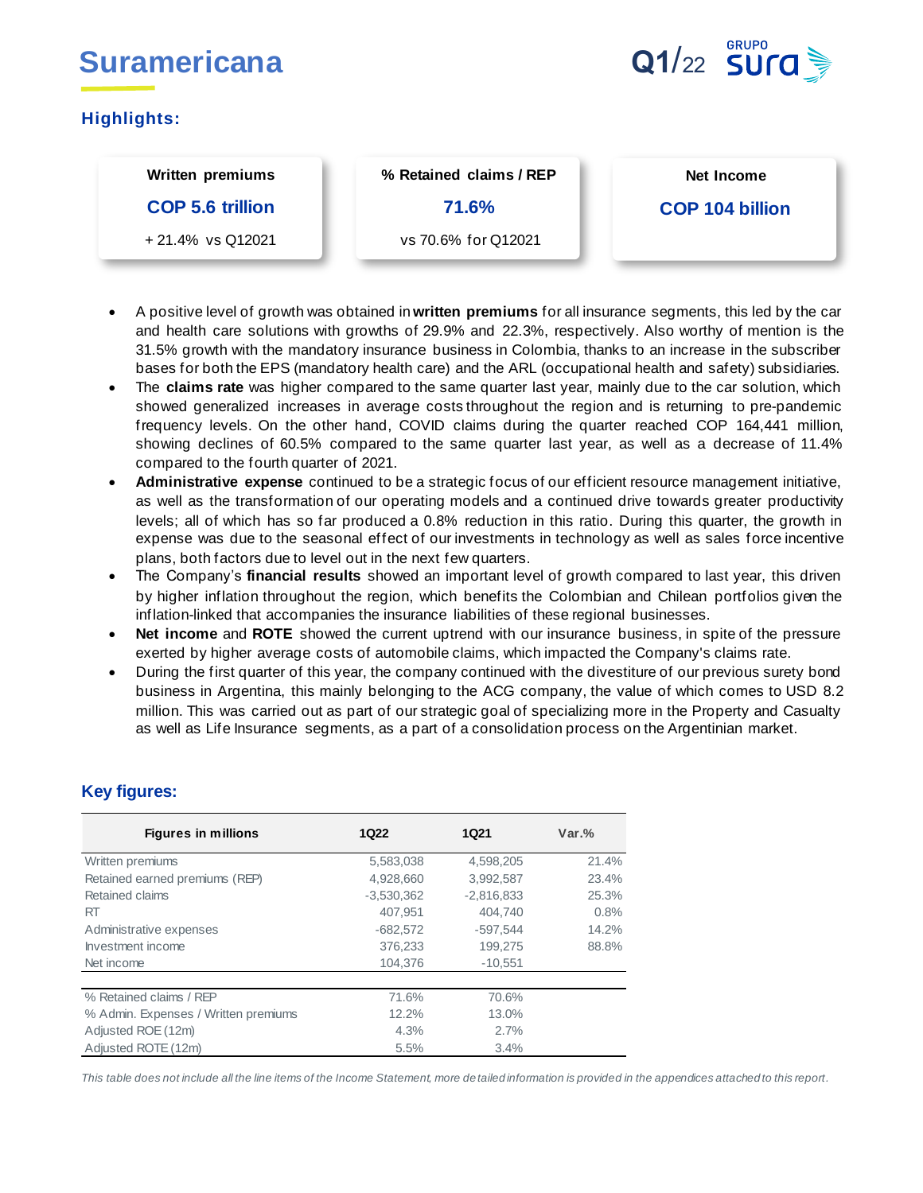# Suramericana

Q1/22 GRUPO SURA

## Highlights:

| Written premiums | % Retained claims / REP | Net Income |
|---|---|---|
| **COP 5.6 trillion** | **71.6%** | **COP 104 billion** |
| + 21.4% vs Q12021 | vs 70.6% for Q12021 | |

- A positive level of growth was obtained in **written premiums** for all insurance segments, this led by the car and health care solutions with growths of 29.9% and 22.3%, respectively. Also worthy of mention is the 31.5% growth with the mandatory insurance business in Colombia, thanks to an increase in the subscriber bases for both the EPS (mandatory health care) and the ARL (occupational health and safety) subsidiaries.
- The **claims rate** was higher compared to the same quarter last year, mainly due to the car solution, which showed generalized increases in average costs throughout the region and is returning to pre-pandemic frequency levels. On the other hand, COVID claims during the quarter reached COP 164,441 million, showing declines of 60.5% compared to the same quarter last year, as well as a decrease of 11.4% compared to the fourth quarter of 2021.
- **Administrative expense** continued to be a strategic focus of our efficient resource management initiative, as well as the transformation of our operating models and a continued drive towards greater productivity levels; all of which has so far produced a 0.8% reduction in this ratio. During this quarter, the growth in expense was due to the seasonal effect of our investments in technology as well as sales force incentive plans, both factors due to level out in the next few quarters.
- The Company's **financial results** showed an important level of growth compared to last year, this driven by higher inflation throughout the region, which benefits the Colombian and Chilean portfolios given the inflation-linked that accompanies the insurance liabilities of these regional businesses.
- **Net income** and **ROTE** showed the current uptrend with our insurance business, in spite of the pressure exerted by higher average costs of automobile claims, which impacted the Company's claims rate.
- During the first quarter of this year, the company continued with the divestiture of our previous surety bond business in Argentina, this mainly belonging to the ACG company, the value of which comes to USD 8.2 million. This was carried out as part of our strategic goal of specializing more in the Property and Casualty as well as Life Insurance segments, as a part of a consolidation process on the Argentinian market.

## Key figures:

| Figures in millions | 1Q22 | 1Q21 | Var.% |
|---|---|---|---|
| Written premiums | 5,583,038 | 4,598,205 | 21.4% |
| Retained earned premiums (REP) | 4,928,660 | 3,992,587 | 23.4% |
| Retained claims | -3,530,362 | -2,816,833 | 25.3% |
| RT | 407,951 | 404,740 | 0.8% |
| Administrative expenses | -682,572 | -597,544 | 14.2% |
| Investment income | 376,233 | 199,275 | 88.8% |
| Net income | 104,376 | -10,551 | |
| | | | |
| % Retained claims / REP | 71.6% | 70.6% | |
| % Admin. Expenses / Written premiums | 12.2% | 13.0% | |
| Adjusted ROE (12m) | 4.3% | 2.7% | |
| Adjusted ROTE (12m) | 5.5% | 3.4% | |

*This table does not include all the line items of the Income Statement, more detailed information is provided in the appendices attached to this report.*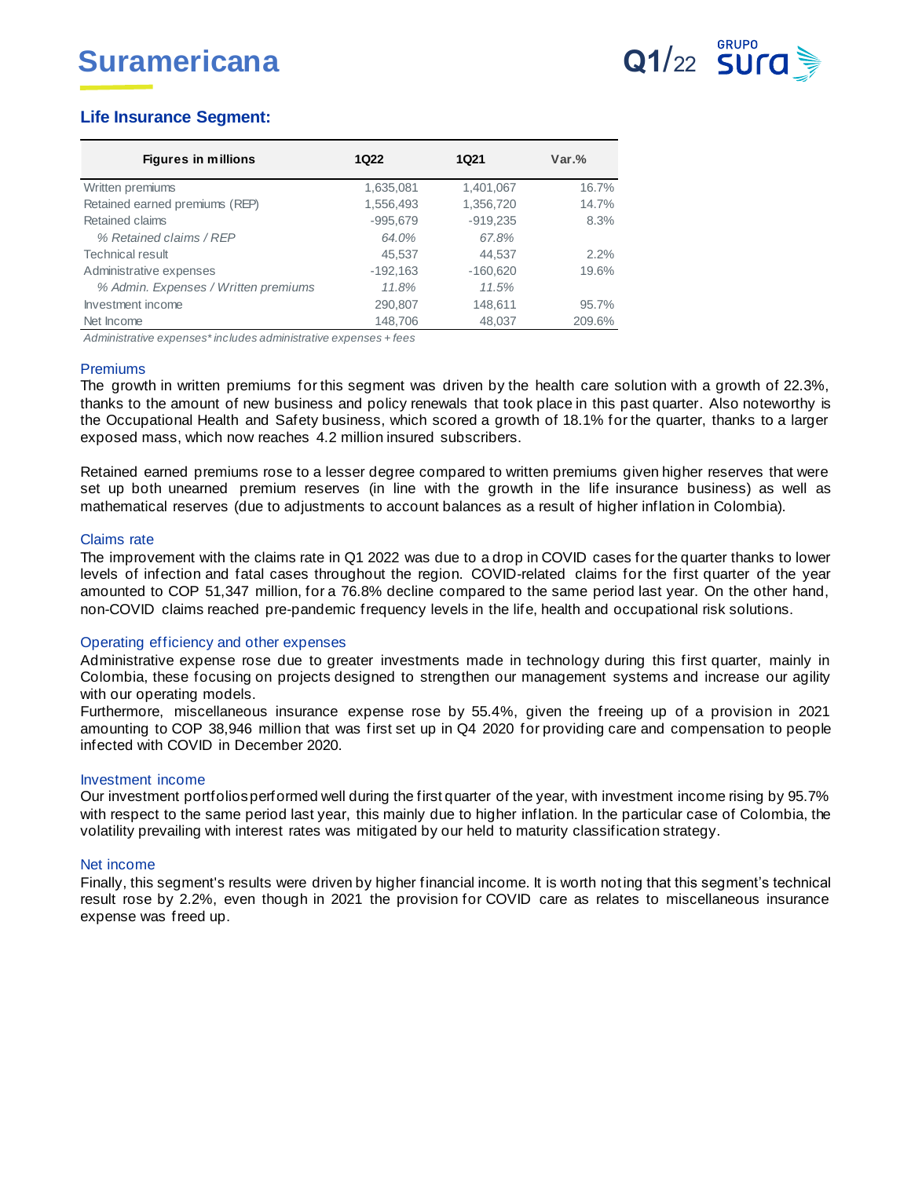# Suramericana

## Life Insurance Segment:

| Figures in millions | 1Q22 | 1Q21 | Var.% |
|---|---|---|---|
| Written premiums | 1,635,081 | 1,401,067 | 16.7% |
| Retained earned premiums (REP) | 1,556,493 | 1,356,720 | 14.7% |
| Retained claims | -995,679 | -919,235 | 8.3% |
| *% Retained claims / REP* | *64.0%* | *67.8%* | |
| Technical result | 45,537 | 44,537 | 2.2% |
| Administrative expenses | -192,163 | -160,620 | 19.6% |
| *% Admin. Expenses / Written premiums* | *11.8%* | *11.5%* | |
| Investment income | 290,807 | 148,611 | 95.7% |
| Net Income | 148,706 | 48,037 | 209.6% |

*Administrative expenses\* includes administrative expenses + fees*

### Premiums

The growth in written premiums for this segment was driven by the health care solution with a growth of 22.3%, thanks to the amount of new business and policy renewals that took place in this past quarter. Also noteworthy is the Occupational Health and Safety business, which scored a growth of 18.1% for the quarter, thanks to a larger exposed mass, which now reaches 4.2 million insured subscribers.

Retained earned premiums rose to a lesser degree compared to written premiums given higher reserves that were set up both unearned premium reserves (in line with the growth in the life insurance business) as well as mathematical reserves (due to adjustments to account balances as a result of higher inflation in Colombia).

### Claims rate

The improvement with the claims rate in Q1 2022 was due to a drop in COVID cases for the quarter thanks to lower levels of infection and fatal cases throughout the region. COVID-related claims for the first quarter of the year amounted to COP 51,347 million, for a 76.8% decline compared to the same period last year. On the other hand, non-COVID claims reached pre-pandemic frequency levels in the life, health and occupational risk solutions.

### Operating efficiency and other expenses

Administrative expense rose due to greater investments made in technology during this first quarter, mainly in Colombia, these focusing on projects designed to strengthen our management systems and increase our agility with our operating models.
Furthermore, miscellaneous insurance expense rose by 55.4%, given the freeing up of a provision in 2021 amounting to COP 38,946 million that was first set up in Q4 2020 for providing care and compensation to people infected with COVID in December 2020.

### Investment income

Our investment portfolios performed well during the first quarter of the year, with investment income rising by 95.7% with respect to the same period last year, this mainly due to higher inflation. In the particular case of Colombia, the volatility prevailing with interest rates was mitigated by our held to maturity classification strategy.

### Net income

Finally, this segment's results were driven by higher financial income. It is worth noting that this segment's technical result rose by 2.2%, even though in 2021 the provision for COVID care as relates to miscellaneous insurance expense was freed up.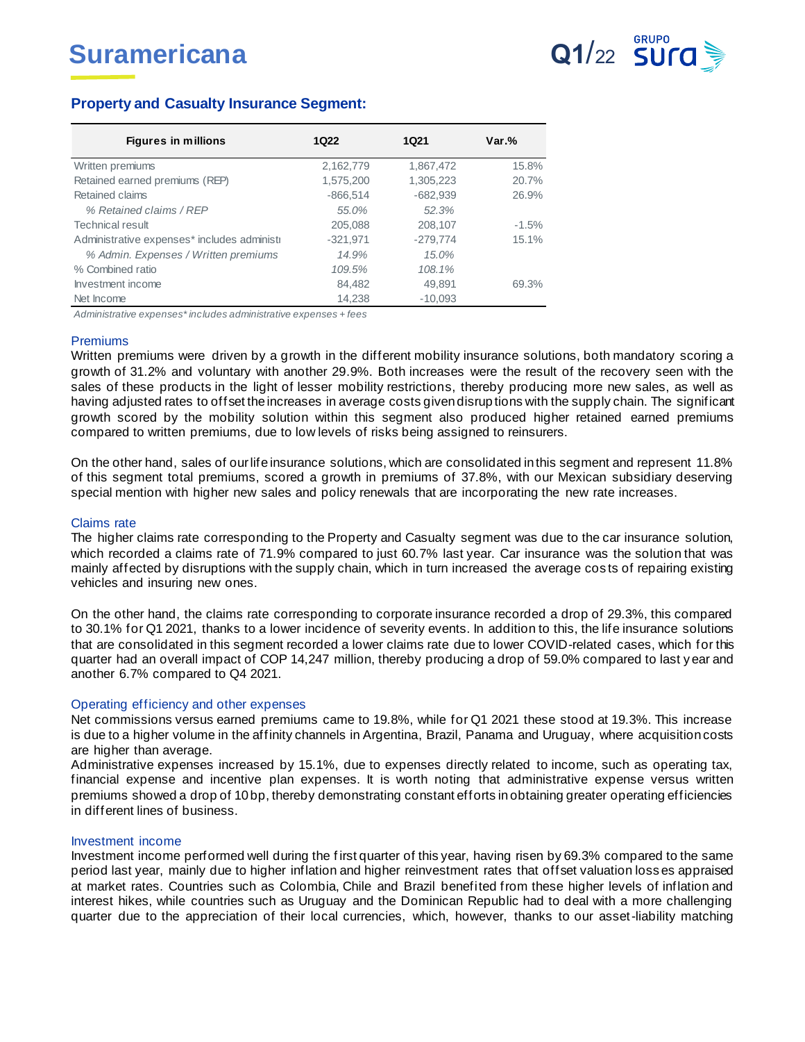## Property and Casualty Insurance Segment:

| Figures in millions | 1Q22 | 1Q21 | Var.% |
|---|---|---|---|
| Written premiums | 2,162,779 | 1,867,472 | 15.8% |
| Retained earned premiums (REP) | 1,575,200 | 1,305,223 | 20.7% |
| Retained claims | -866,514 | -682,939 | 26.9% |
| *% Retained claims / REP* | *55.0%* | *52.3%* | |
| Technical result | 205,088 | 208,107 | -1.5% |
| Administrative expenses* includes administ | -321,971 | -279,774 | 15.1% |
| *% Admin. Expenses / Written premiums* | *14.9%* | *15.0%* | |
| % Combined ratio | *109.5%* | *108.1%* | |
| Investment income | 84,482 | 49,891 | 69.3% |
| Net Income | 14,238 | -10,093 | |

*Administrative expenses* includes administrative expenses + fees*

### Premiums

Written premiums were driven by a growth in the different mobility insurance solutions, both mandatory scoring a growth of 31.2% and voluntary with another 29.9%. Both increases were the result of the recovery seen with the sales of these products in the light of lesser mobility restrictions, thereby producing more new sales, as well as having adjusted rates to offset the increases in average costs given disruptions with the supply chain. The significant growth scored by the mobility solution within this segment also produced higher retained earned premiums compared to written premiums, due to low levels of risks being assigned to reinsurers.

On the other hand, sales of our life insurance solutions, which are consolidated in this segment and represent 11.8% of this segment total premiums, scored a growth in premiums of 37.8%, with our Mexican subsidiary deserving special mention with higher new sales and policy renewals that are incorporating the new rate increases.

### Claims rate

The higher claims rate corresponding to the Property and Casualty segment was due to the car insurance solution, which recorded a claims rate of 71.9% compared to just 60.7% last year. Car insurance was the solution that was mainly affected by disruptions with the supply chain, which in turn increased the average costs of repairing existing vehicles and insuring new ones.

On the other hand, the claims rate corresponding to corporate insurance recorded a drop of 29.3%, this compared to 30.1% for Q1 2021, thanks to a lower incidence of severity events. In addition to this, the life insurance solutions that are consolidated in this segment recorded a lower claims rate due to lower COVID-related cases, which for this quarter had an overall impact of COP 14,247 million, thereby producing a drop of 59.0% compared to last year and another 6.7% compared to Q4 2021.

### Operating efficiency and other expenses

Net commissions versus earned premiums came to 19.8%, while for Q1 2021 these stood at 19.3%. This increase is due to a higher volume in the affinity channels in Argentina, Brazil, Panama and Uruguay, where acquisition costs are higher than average.

Administrative expenses increased by 15.1%, due to expenses directly related to income, such as operating tax, financial expense and incentive plan expenses. It is worth noting that administrative expense versus written premiums showed a drop of 10 bp, thereby demonstrating constant efforts in obtaining greater operating efficiencies in different lines of business.

### Investment income

Investment income performed well during the first quarter of this year, having risen by 69.3% compared to the same period last year, mainly due to higher inflation and higher reinvestment rates that offset valuation losses appraised at market rates. Countries such as Colombia, Chile and Brazil benefited from these higher levels of inflation and interest hikes, while countries such as Uruguay and the Dominican Republic had to deal with a more challenging quarter due to the appreciation of their local currencies, which, however, thanks to our asset-liability matching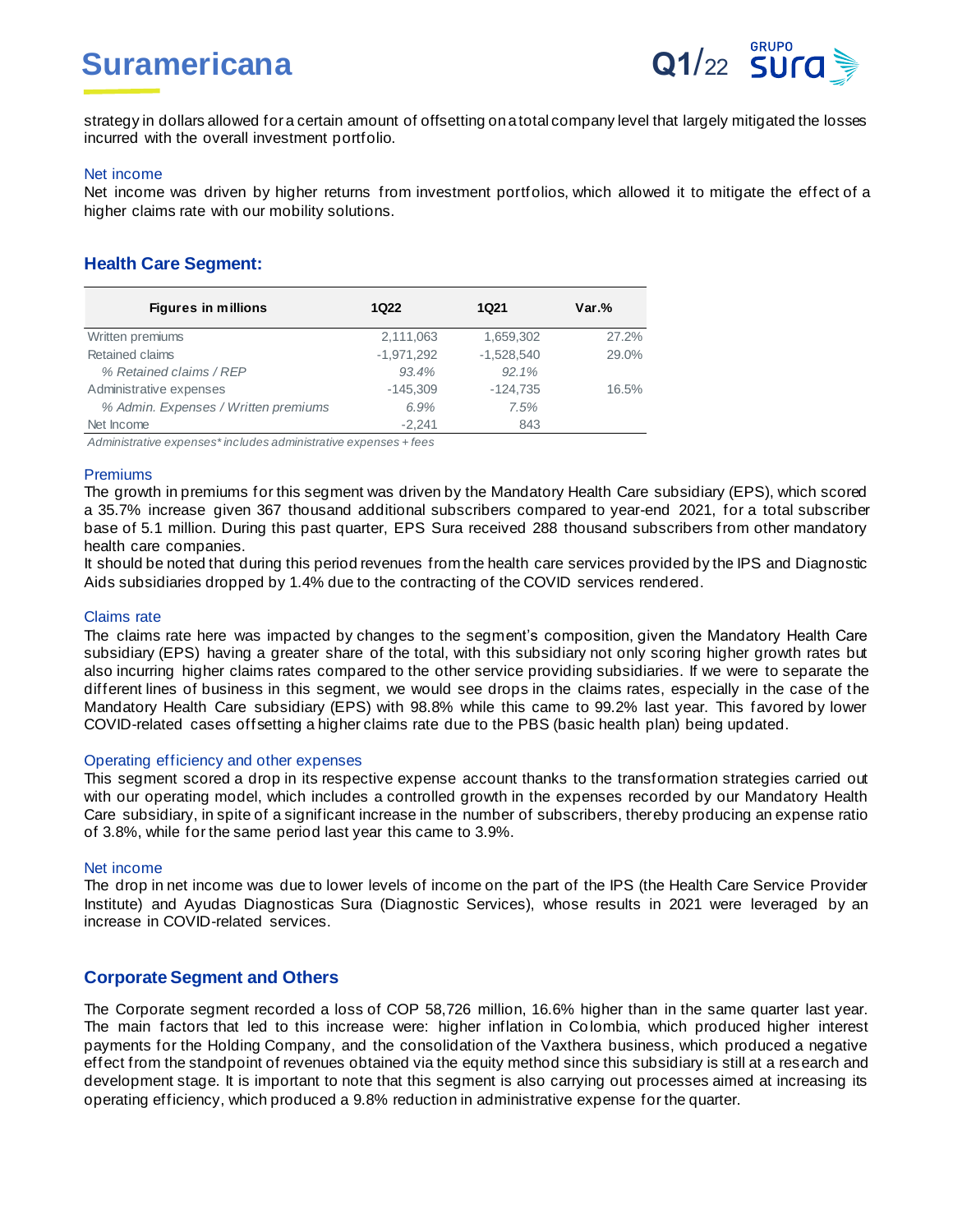strategy in dollars allowed for a certain amount of offsetting on a total company level that largely mitigated the losses incurred with the overall investment portfolio.

### Net income

Net income was driven by higher returns from investment portfolios, which allowed it to mitigate the effect of a higher claims rate with our mobility solutions.

## Health Care Segment:

| Figures in millions | 1Q22 | 1Q21 | Var.% |
|---|---|---|---|
| Written premiums | 2,111,063 | 1,659,302 | 27.2% |
| Retained claims | -1,971,292 | -1,528,540 | 29.0% |
| *% Retained claims / REP* | *93.4%* | *92.1%* | |
| Administrative expenses | -145,309 | -124,735 | 16.5% |
| *% Admin. Expenses / Written premiums* | *6.9%* | *7.5%* | |
| Net Income | -2,241 | 843 | |

*Administrative expenses\* includes administrative expenses + fees*

### Premiums

The growth in premiums for this segment was driven by the Mandatory Health Care subsidiary (EPS), which scored a 35.7% increase given 367 thousand additional subscribers compared to year-end 2021, for a total subscriber base of 5.1 million. During this past quarter, EPS Sura received 288 thousand subscribers from other mandatory health care companies.
It should be noted that during this period revenues from the health care services provided by the IPS and Diagnostic Aids subsidiaries dropped by 1.4% due to the contracting of the COVID services rendered.

### Claims rate

The claims rate here was impacted by changes to the segment's composition, given the Mandatory Health Care subsidiary (EPS) having a greater share of the total, with this subsidiary not only scoring higher growth rates but also incurring higher claims rates compared to the other service providing subsidiaries. If we were to separate the different lines of business in this segment, we would see drops in the claims rates, especially in the case of the Mandatory Health Care subsidiary (EPS) with 98.8% while this came to 99.2% last year. This favored by lower COVID-related cases offsetting a higher claims rate due to the PBS (basic health plan) being updated.

### Operating efficiency and other expenses

This segment scored a drop in its respective expense account thanks to the transformation strategies carried out with our operating model, which includes a controlled growth in the expenses recorded by our Mandatory Health Care subsidiary, in spite of a significant increase in the number of subscribers, thereby producing an expense ratio of 3.8%, while for the same period last year this came to 3.9%.

### Net income

The drop in net income was due to lower levels of income on the part of the IPS (the Health Care Service Provider Institute) and Ayudas Diagnosticas Sura (Diagnostic Services), whose results in 2021 were leveraged by an increase in COVID-related services.

## Corporate Segment and Others

The Corporate segment recorded a loss of COP 58,726 million, 16.6% higher than in the same quarter last year. The main factors that led to this increase were: higher inflation in Colombia, which produced higher interest payments for the Holding Company, and the consolidation of the Vaxthera business, which produced a negative effect from the standpoint of revenues obtained via the equity method since this subsidiary is still at a research and development stage. It is important to note that this segment is also carrying out processes aimed at increasing its operating efficiency, which produced a 9.8% reduction in administrative expense for the quarter.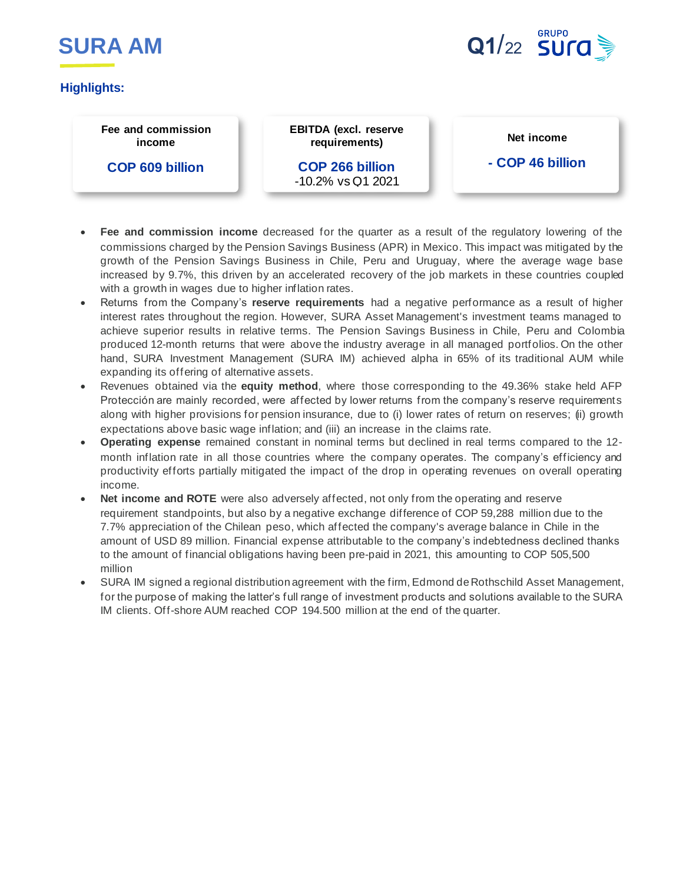# SURA AM

Q1/22

## Highlights:

| Fee and commission income | EBITDA (excl. reserve requirements) | Net income |
|---|---|---|
| **COP 609 billion** | **COP 266 billion** -10.2% vs Q1 2021 | **- COP 46 billion** |

- **Fee and commission income** decreased for the quarter as a result of the regulatory lowering of the commissions charged by the Pension Savings Business (APR) in Mexico. This impact was mitigated by the growth of the Pension Savings Business in Chile, Peru and Uruguay, where the average wage base increased by 9.7%, this driven by an accelerated recovery of the job markets in these countries coupled with a growth in wages due to higher inflation rates.
- Returns from the Company's **reserve requirements** had a negative performance as a result of higher interest rates throughout the region. However, SURA Asset Management's investment teams managed to achieve superior results in relative terms. The Pension Savings Business in Chile, Peru and Colombia produced 12-month returns that were above the industry average in all managed portfolios. On the other hand, SURA Investment Management (SURA IM) achieved alpha in 65% of its traditional AUM while expanding its offering of alternative assets.
- Revenues obtained via the **equity method**, where those corresponding to the 49.36% stake held AFP Protección are mainly recorded, were affected by lower returns from the company's reserve requirements along with higher provisions for pension insurance, due to (i) lower rates of return on reserves; (ii) growth expectations above basic wage inflation; and (iii) an increase in the claims rate.
- **Operating expense** remained constant in nominal terms but declined in real terms compared to the 12-month inflation rate in all those countries where the company operates. The company's efficiency and productivity efforts partially mitigated the impact of the drop in operating revenues on overall operating income.
- **Net income and ROTE** were also adversely affected, not only from the operating and reserve requirement standpoints, but also by a negative exchange difference of COP 59,288 million due to the 7.7% appreciation of the Chilean peso, which affected the company's average balance in Chile in the amount of USD 89 million. Financial expense attributable to the company's indebtedness declined thanks to the amount of financial obligations having been pre-paid in 2021, this amounting to COP 505,500 million
- SURA IM signed a regional distribution agreement with the firm, Edmond de Rothschild Asset Management, for the purpose of making the latter's full range of investment products and solutions available to the SURA IM clients. Off-shore AUM reached COP 194.500 million at the end of the quarter.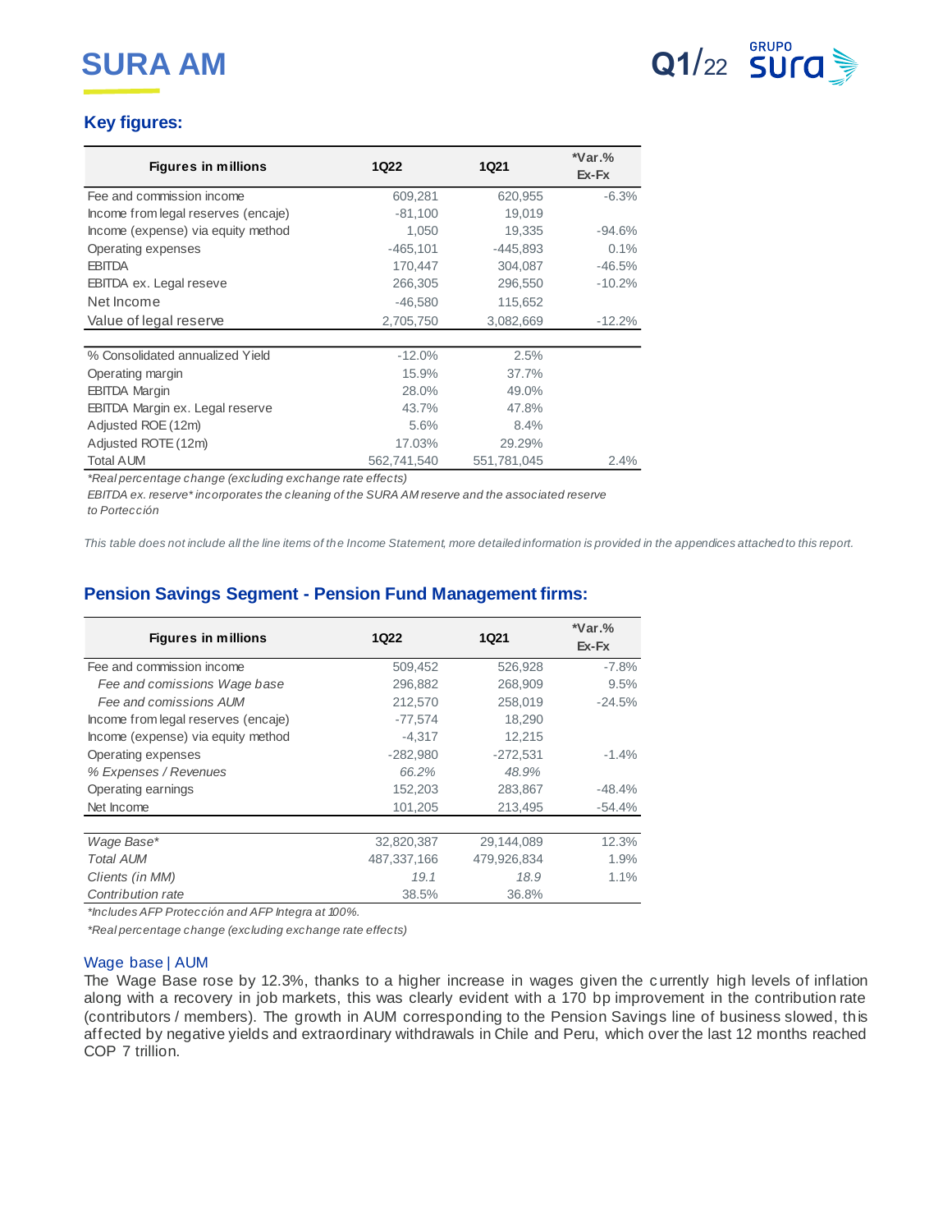# SURA AM

## Key figures:

| Figures in millions | 1Q22 | 1Q21 | *Var.% Ex-Fx |
|---|---|---|---|
| Fee and commission income | 609,281 | 620,955 | -6.3% |
| Income from legal reserves (encaje) | -81,100 | 19,019 | |
| Income (expense) via equity method | 1,050 | 19,335 | -94.6% |
| Operating expenses | -465,101 | -445,893 | 0.1% |
| EBITDA | 170,447 | 304,087 | -46.5% |
| EBITDA ex. Legal reseve | 266,305 | 296,550 | -10.2% |
| Net Income | -46,580 | 115,652 | |
| Value of legal reserve | 2,705,750 | 3,082,669 | -12.2% |
| | | | |
| % Consolidated annualized Yield | -12.0% | 2.5% | |
| Operating margin | 15.9% | 37.7% | |
| EBITDA Margin | 28.0% | 49.0% | |
| EBITDA Margin ex. Legal reserve | 43.7% | 47.8% | |
| Adjusted ROE (12m) | 5.6% | 8.4% | |
| Adjusted ROTE (12m) | 17.03% | 29.29% | |
| Total AUM | 562,741,540 | 551,781,045 | 2.4% |

*Real percentage change (excluding exchange rate effects)

EBITDA ex. reserve* incorporates the cleaning of the SURA AM reserve and the associated reserve to Portección

*This table does not include all the line items of the Income Statement, more detailed information is provided in the appendices attached to this report.*

## Pension Savings Segment - Pension Fund Management firms:

| Figures in millions | 1Q22 | 1Q21 | *Var.% Ex-Fx |
|---|---|---|---|
| Fee and commission income | 509,452 | 526,928 | -7.8% |
| *Fee and comissions Wage base* | 296,882 | 268,909 | 9.5% |
| *Fee and comissions AUM* | 212,570 | 258,019 | -24.5% |
| Income from legal reserves (encaje) | -77,574 | 18,290 | |
| Income (expense) via equity method | -4,317 | 12,215 | |
| Operating expenses | -282,980 | -272,531 | -1.4% |
| *% Expenses / Revenues* | *66.2%* | *48.9%* | |
| Operating earnings | 152,203 | 283,867 | -48.4% |
| Net Income | 101,205 | 213,495 | -54.4% |
| | | | |
| *Wage Base** | 32,820,387 | 29,144,089 | 12.3% |
| *Total AUM* | 487,337,166 | 479,926,834 | 1.9% |
| *Clients (in MM)* | *19.1* | *18.9* | 1.1% |
| *Contribution rate* | 38.5% | 36.8% | |

*Includes AFP Protección and AFP Integra at 100%.

*Real percentage change (excluding exchange rate effects)

### Wage base | AUM

The Wage Base rose by 12.3%, thanks to a higher increase in wages given the currently high levels of inflation along with a recovery in job markets, this was clearly evident with a 170 bp improvement in the contribution rate (contributors / members). The growth in AUM corresponding to the Pension Savings line of business slowed, this affected by negative yields and extraordinary withdrawals in Chile and Peru, which over the last 12 months reached COP 7 trillion.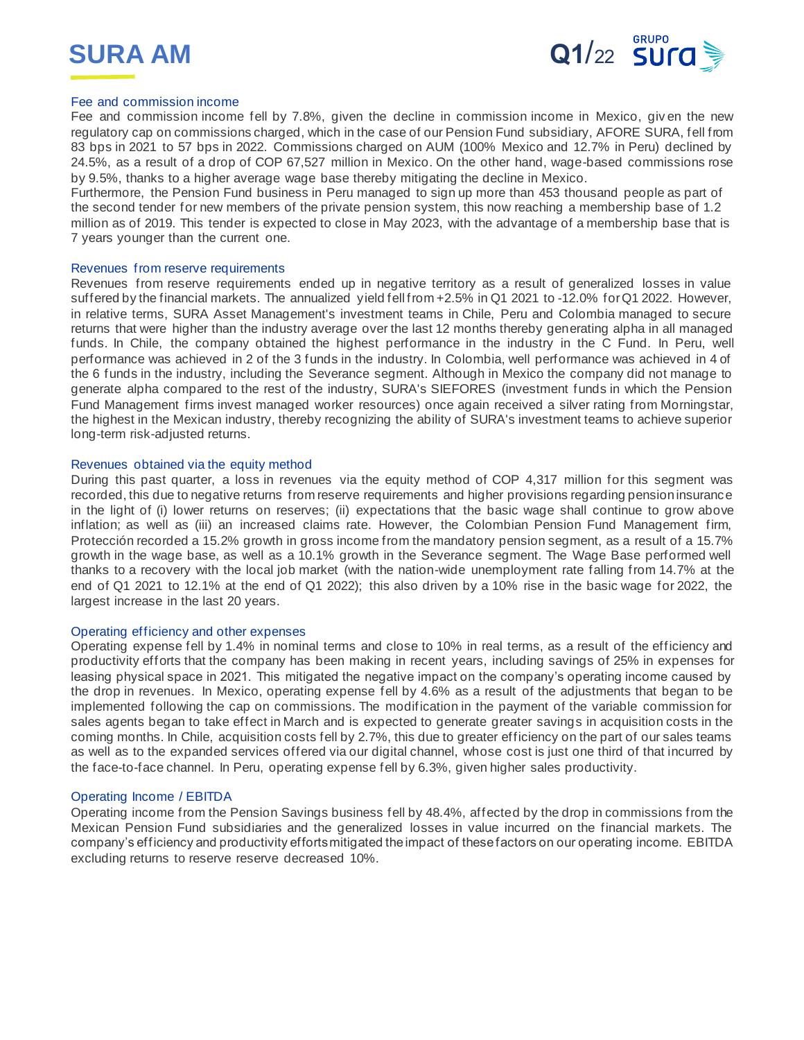### Fee and commission income

Fee and commission income fell by 7.8%, given the decline in commission income in Mexico, given the new regulatory cap on commissions charged, which in the case of our Pension Fund subsidiary, AFORE SURA, fell from 83 bps in 2021 to 57 bps in 2022. Commissions charged on AUM (100% Mexico and 12.7% in Peru) declined by 24.5%, as a result of a drop of COP 67,527 million in Mexico. On the other hand, wage-based commissions rose by 9.5%, thanks to a higher average wage base thereby mitigating the decline in Mexico.
Furthermore, the Pension Fund business in Peru managed to sign up more than 453 thousand people as part of the second tender for new members of the private pension system, this now reaching a membership base of 1.2 million as of 2019. This tender is expected to close in May 2023, with the advantage of a membership base that is 7 years younger than the current one.

### Revenues from reserve requirements

Revenues from reserve requirements ended up in negative territory as a result of generalized losses in value suffered by the financial markets. The annualized yield fell from +2.5% in Q1 2021 to -12.0% for Q1 2022. However, in relative terms, SURA Asset Management's investment teams in Chile, Peru and Colombia managed to secure returns that were higher than the industry average over the last 12 months thereby generating alpha in all managed funds. In Chile, the company obtained the highest performance in the industry in the C Fund. In Peru, well performance was achieved in 2 of the 3 funds in the industry. In Colombia, well performance was achieved in 4 of the 6 funds in the industry, including the Severance segment. Although in Mexico the company did not manage to generate alpha compared to the rest of the industry, SURA's SIEFORES (investment funds in which the Pension Fund Management firms invest managed worker resources) once again received a silver rating from Morningstar, the highest in the Mexican industry, thereby recognizing the ability of SURA's investment teams to achieve superior long-term risk-adjusted returns.

### Revenues obtained via the equity method

During this past quarter, a loss in revenues via the equity method of COP 4,317 million for this segment was recorded, this due to negative returns from reserve requirements and higher provisions regarding pension insurance in the light of (i) lower returns on reserves; (ii) expectations that the basic wage shall continue to grow above inflation; as well as (iii) an increased claims rate. However, the Colombian Pension Fund Management firm, Protección recorded a 15.2% growth in gross income from the mandatory pension segment, as a result of a 15.7% growth in the wage base, as well as a 10.1% growth in the Severance segment. The Wage Base performed well thanks to a recovery with the local job market (with the nation-wide unemployment rate falling from 14.7% at the end of Q1 2021 to 12.1% at the end of Q1 2022); this also driven by a 10% rise in the basic wage for 2022, the largest increase in the last 20 years.

### Operating efficiency and other expenses

Operating expense fell by 1.4% in nominal terms and close to 10% in real terms, as a result of the efficiency and productivity efforts that the company has been making in recent years, including savings of 25% in expenses for leasing physical space in 2021. This mitigated the negative impact on the company's operating income caused by the drop in revenues. In Mexico, operating expense fell by 4.6% as a result of the adjustments that began to be implemented following the cap on commissions. The modification in the payment of the variable commission for sales agents began to take effect in March and is expected to generate greater savings in acquisition costs in the coming months. In Chile, acquisition costs fell by 2.7%, this due to greater efficiency on the part of our sales teams as well as to the expanded services offered via our digital channel, whose cost is just one third of that incurred by the face-to-face channel. In Peru, operating expense fell by 6.3%, given higher sales productivity.

### Operating Income / EBITDA

Operating income from the Pension Savings business fell by 48.4%, affected by the drop in commissions from the Mexican Pension Fund subsidiaries and the generalized losses in value incurred on the financial markets. The company's efficiency and productivity efforts mitigated the impact of these factors on our operating income. EBITDA excluding returns to reserve reserve decreased 10%.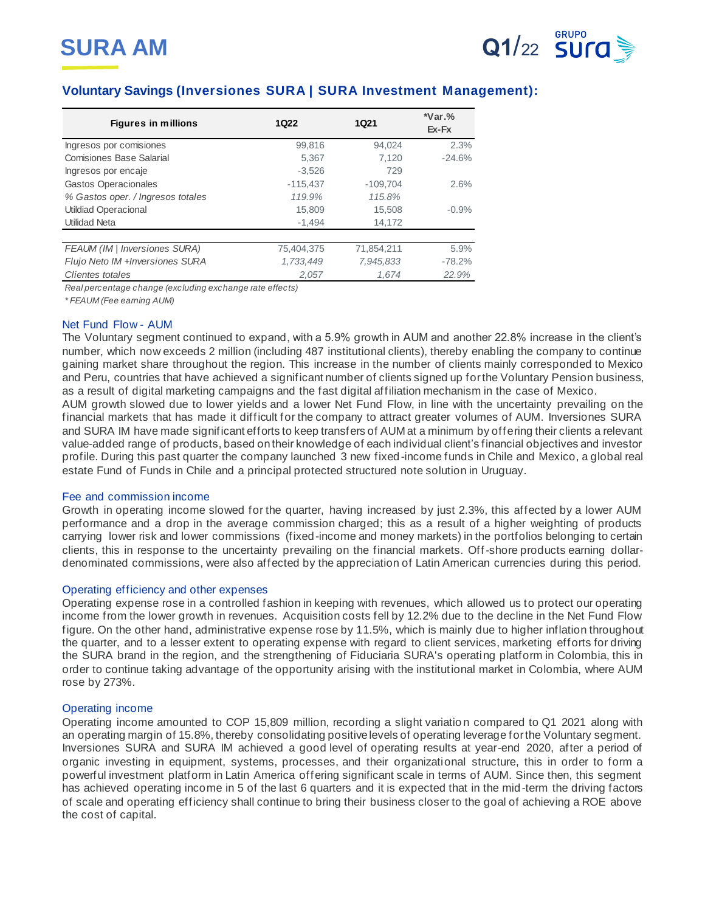# SURA AM

## Voluntary Savings (Inversiones SURA | SURA Investment Management):

| Figures in millions | 1Q22 | 1Q21 | *Var.% Ex-Fx |
|---|---|---|---|
| Ingresos por comisiones | 99,816 | 94,024 | 2.3% |
| Comisiones Base Salarial | 5,367 | 7,120 | -24.6% |
| Ingresos por encaje | -3,526 | 729 | |
| Gastos Operacionales | -115,437 | -109,704 | 2.6% |
| *% Gastos oper. / Ingresos totales* | *119.9%* | *115.8%* | |
| Utildiad Operacional | 15,809 | 15,508 | -0.9% |
| Utilidad Neta | -1,494 | 14,172 | |
| | | | |
| *FEAUM (IM \| Inversiones SURA)* | 75,404,375 | 71,854,211 | 5.9% |
| *Flujo Neto IM +Inversiones SURA* | *1,733,449* | *7,945,833* | -78.2% |
| *Clientes totales* | *2,057* | *1,674* | *22.9%* |

*Real percentage change (excluding exchange rate effects)*

*\* FEAUM (Fee earning AUM)*

### Net Fund Flow - AUM

The Voluntary segment continued to expand, with a 5.9% growth in AUM and another 22.8% increase in the client's number, which now exceeds 2 million (including 487 institutional clients), thereby enabling the company to continue gaining market share throughout the region. This increase in the number of clients mainly corresponded to Mexico and Peru, countries that have achieved a significant number of clients signed up for the Voluntary Pension business, as a result of digital marketing campaigns and the fast digital affiliation mechanism in the case of Mexico.
AUM growth slowed due to lower yields and a lower Net Fund Flow, in line with the uncertainty prevailing on the financial markets that has made it difficult for the company to attract greater volumes of AUM. Inversiones SURA and SURA IM have made significant efforts to keep transfers of AUM at a minimum by offering their clients a relevant value-added range of products, based on their knowledge of each individual client's financial objectives and investor profile. During this past quarter the company launched 3 new fixed-income funds in Chile and Mexico, a global real estate Fund of Funds in Chile and a principal protected structured note solution in Uruguay.

### Fee and commission income

Growth in operating income slowed for the quarter, having increased by just 2.3%, this affected by a lower AUM performance and a drop in the average commission charged; this as a result of a higher weighting of products carrying lower risk and lower commissions (fixed-income and money markets) in the portfolios belonging to certain clients, this in response to the uncertainty prevailing on the financial markets. Off-shore products earning dollar-denominated commissions, were also affected by the appreciation of Latin American currencies during this period.

### Operating efficiency and other expenses

Operating expense rose in a controlled fashion in keeping with revenues, which allowed us to protect our operating income from the lower growth in revenues. Acquisition costs fell by 12.2% due to the decline in the Net Fund Flow figure. On the other hand, administrative expense rose by 11.5%, which is mainly due to higher inflation throughout the quarter, and to a lesser extent to operating expense with regard to client services, marketing efforts for driving the SURA brand in the region, and the strengthening of Fiduciaria SURA's operating platform in Colombia, this in order to continue taking advantage of the opportunity arising with the institutional market in Colombia, where AUM rose by 273%.

### Operating income

Operating income amounted to COP 15,809 million, recording a slight variation compared to Q1 2021 along with an operating margin of 15.8%, thereby consolidating positive levels of operating leverage for the Voluntary segment. Inversiones SURA and SURA IM achieved a good level of operating results at year-end 2020, after a period of organic investing in equipment, systems, processes, and their organizational structure, this in order to form a powerful investment platform in Latin America offering significant scale in terms of AUM. Since then, this segment has achieved operating income in 5 of the last 6 quarters and it is expected that in the mid-term the driving factors of scale and operating efficiency shall continue to bring their business closer to the goal of achieving a ROE above the cost of capital.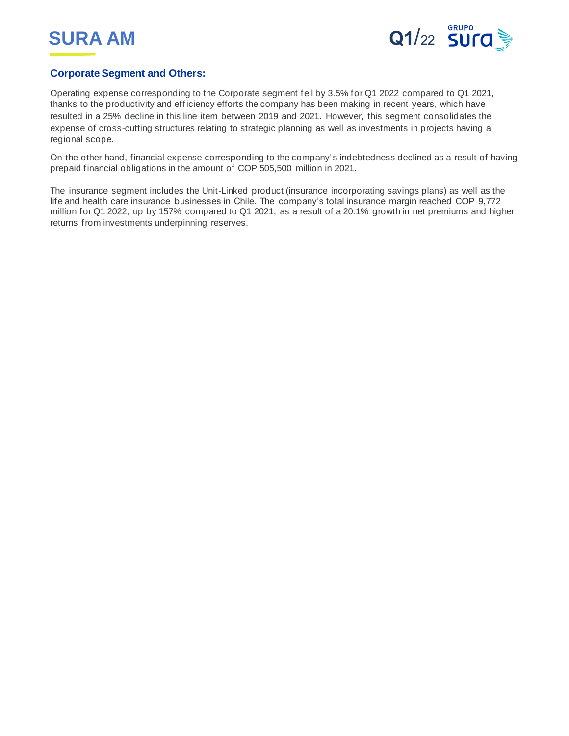## Corporate Segment and Others:

Operating expense corresponding to the Corporate segment fell by 3.5% for Q1 2022 compared to Q1 2021, thanks to the productivity and efficiency efforts the company has been making in recent years, which have resulted in a 25% decline in this line item between 2019 and 2021. However, this segment consolidates the expense of cross-cutting structures relating to strategic planning as well as investments in projects having a regional scope.

On the other hand, financial expense corresponding to the company's indebtedness declined as a result of having prepaid financial obligations in the amount of COP 505,500 million in 2021.

The insurance segment includes the Unit-Linked product (insurance incorporating savings plans) as well as the life and health care insurance businesses in Chile. The company's total insurance margin reached COP 9,772 million for Q1 2022, up by 157% compared to Q1 2021, as a result of a 20.1% growth in net premiums and higher returns from investments underpinning reserves.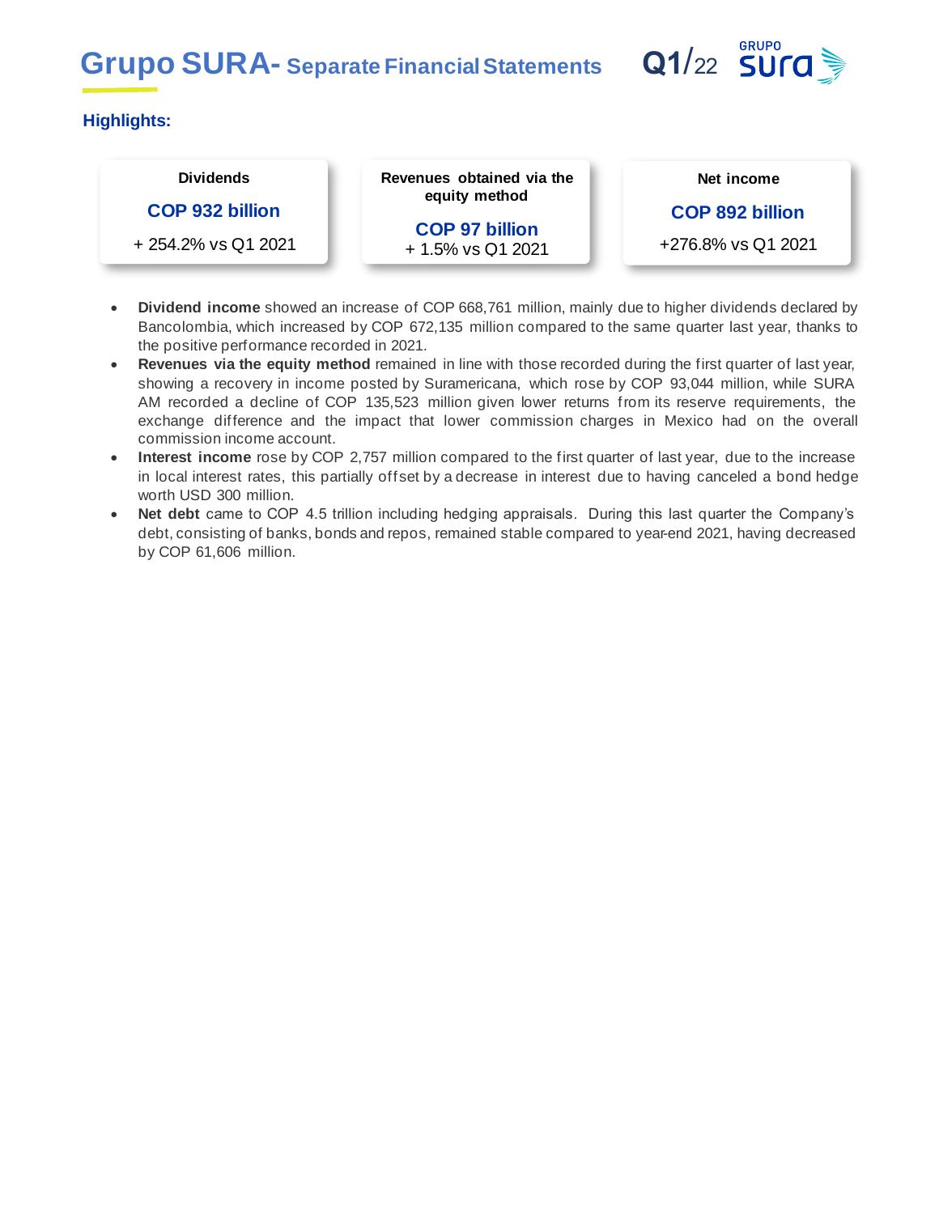# Grupo SURA- Separate Financial Statements

Q1/22

## Highlights:

| Dividends | Revenues obtained via the equity method | Net income |
|---|---|---|
| **COP 932 billion** | **COP 97 billion** | **COP 892 billion** |
| + 254.2% vs Q1 2021 | + 1.5% vs Q1 2021 | +276.8% vs Q1 2021 |

- **Dividend income** showed an increase of COP 668,761 million, mainly due to higher dividends declared by Bancolombia, which increased by COP 672,135 million compared to the same quarter last year, thanks to the positive performance recorded in 2021.
- **Revenues via the equity method** remained in line with those recorded during the first quarter of last year, showing a recovery in income posted by Suramericana, which rose by COP 93,044 million, while SURA AM recorded a decline of COP 135,523 million given lower returns from its reserve requirements, the exchange difference and the impact that lower commission charges in Mexico had on the overall commission income account.
- **Interest income** rose by COP 2,757 million compared to the first quarter of last year, due to the increase in local interest rates, this partially offset by a decrease in interest due to having canceled a bond hedge worth USD 300 million.
- **Net debt** came to COP 4.5 trillion including hedging appraisals. During this last quarter the Company's debt, consisting of banks, bonds and repos, remained stable compared to year-end 2021, having decreased by COP 61,606 million.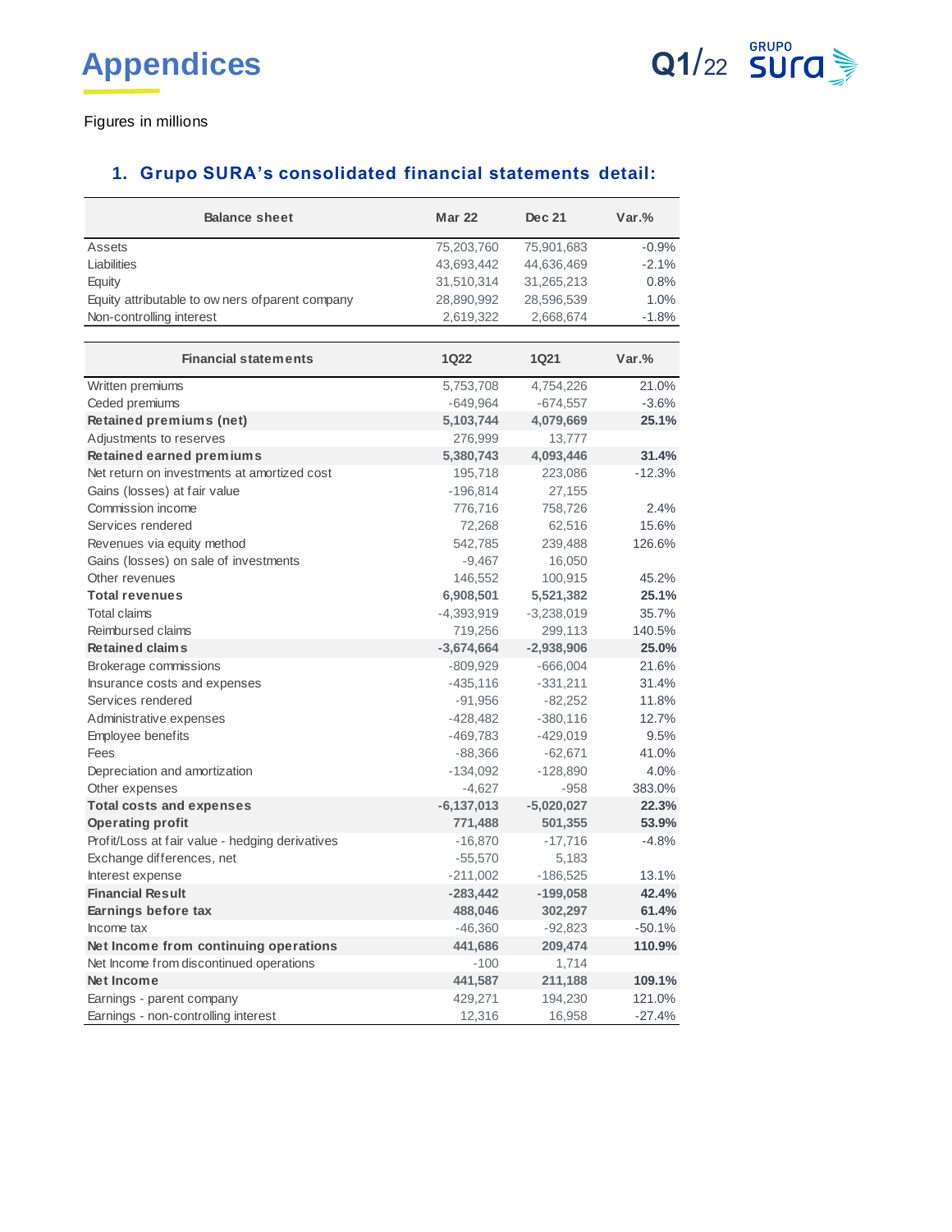# Appendices

Figures in millions

## 1. Grupo SURA's consolidated financial statements detail:

| Balance sheet | Mar 22 | Dec 21 | Var.% |
|---|---|---|---|
| Assets | 75,203,760 | 75,901,683 | -0.9% |
| Liabilities | 43,693,442 | 44,636,469 | -2.1% |
| Equity | 31,510,314 | 31,265,213 | 0.8% |
| Equity attributable to owners of parent company | 28,890,992 | 28,596,539 | 1.0% |
| Non-controlling interest | 2,619,322 | 2,668,674 | -1.8% |

| Financial statements | 1Q22 | 1Q21 | Var.% |
|---|---|---|---|
| Written premiums | 5,753,708 | 4,754,226 | 21.0% |
| Ceded premiums | -649,964 | -674,557 | -3.6% |
| **Retained premiums (net)** | **5,103,744** | **4,079,669** | **25.1%** |
| Adjustments to reserves | 276,999 | 13,777 | |
| **Retained earned premiums** | **5,380,743** | **4,093,446** | **31.4%** |
| Net return on investments at amortized cost | 195,718 | 223,086 | -12.3% |
| Gains (losses) at fair value | -196,814 | 27,155 | |
| Commission income | 776,716 | 758,726 | 2.4% |
| Services rendered | 72,268 | 62,516 | 15.6% |
| Revenues via equity method | 542,785 | 239,488 | 126.6% |
| Gains (losses) on sale of investments | -9,467 | 16,050 | |
| Other revenues | 146,552 | 100,915 | 45.2% |
| **Total revenues** | **6,908,501** | **5,521,382** | **25.1%** |
| Total claims | -4,393,919 | -3,238,019 | 35.7% |
| Reimbursed claims | 719,256 | 299,113 | 140.5% |
| **Retained claims** | **-3,674,664** | **-2,938,906** | **25.0%** |
| Brokerage commissions | -809,929 | -666,004 | 21.6% |
| Insurance costs and expenses | -435,116 | -331,211 | 31.4% |
| Services rendered | -91,956 | -82,252 | 11.8% |
| Administrative expenses | -428,482 | -380,116 | 12.7% |
| Employee benefits | -469,783 | -429,019 | 9.5% |
| Fees | -88,366 | -62,671 | 41.0% |
| Depreciation and amortization | -134,092 | -128,890 | 4.0% |
| Other expenses | -4,627 | -958 | 383.0% |
| **Total costs and expenses** | **-6,137,013** | **-5,020,027** | **22.3%** |
| **Operating profit** | **771,488** | **501,355** | **53.9%** |
| Profit/Loss at fair value - hedging derivatives | -16,870 | -17,716 | -4.8% |
| Exchange differences, net | -55,570 | 5,183 | |
| Interest expense | -211,002 | -186,525 | 13.1% |
| **Financial Result** | **-283,442** | **-199,058** | **42.4%** |
| **Earnings before tax** | **488,046** | **302,297** | **61.4%** |
| Income tax | -46,360 | -92,823 | -50.1% |
| **Net Income from continuing operations** | **441,686** | **209,474** | **110.9%** |
| Net Income from discontinued operations | -100 | 1,714 | |
| **Net Income** | **441,587** | **211,188** | **109.1%** |
| Earnings - parent company | 429,271 | 194,230 | 121.0% |
| Earnings - non-controlling interest | 12,316 | 16,958 | -27.4% |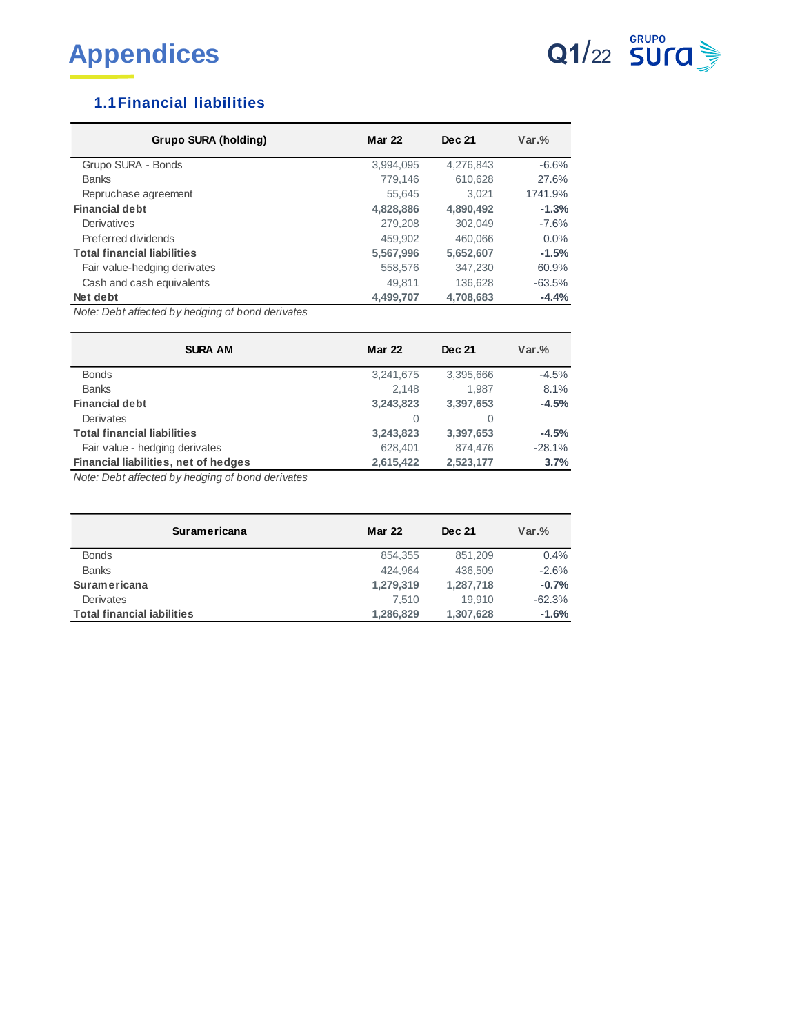# Appendices

## 1.1 Financial liabilities

| Grupo SURA (holding) | Mar 22 | Dec 21 | Var.% |
|---|---|---|---|
| Grupo SURA - Bonds | 3,994,095 | 4,276,843 | -6.6% |
| Banks | 779,146 | 610,628 | 27.6% |
| Repruchase agreement | 55,645 | 3,021 | 1741.9% |
| **Financial debt** | **4,828,886** | **4,890,492** | **-1.3%** |
| Derivatives | 279,208 | 302,049 | -7.6% |
| Preferred dividends | 459,902 | 460,066 | 0.0% |
| **Total financial liabilities** | **5,567,996** | **5,652,607** | **-1.5%** |
| Fair value-hedging derivates | 558,576 | 347,230 | 60.9% |
| Cash and cash equivalents | 49,811 | 136,628 | -63.5% |
| **Net debt** | **4,499,707** | **4,708,683** | **-4.4%** |

*Note: Debt affected by hedging of bond derivates*

| SURA AM | Mar 22 | Dec 21 | Var.% |
|---|---|---|---|
| Bonds | 3,241,675 | 3,395,666 | -4.5% |
| Banks | 2,148 | 1,987 | 8.1% |
| **Financial debt** | **3,243,823** | **3,397,653** | **-4.5%** |
| Derivates | 0 | 0 | |
| **Total financial liabilities** | **3,243,823** | **3,397,653** | **-4.5%** |
| Fair value - hedging derivates | 628,401 | 874,476 | -28.1% |
| **Financial liabilities, net of hedges** | **2,615,422** | **2,523,177** | **3.7%** |

*Note: Debt affected by hedging of bond derivates*

| Suramericana | Mar 22 | Dec 21 | Var.% |
|---|---|---|---|
| Bonds | 854,355 | 851,209 | 0.4% |
| Banks | 424,964 | 436,509 | -2.6% |
| **Suramericana** | **1,279,319** | **1,287,718** | **-0.7%** |
| Derivates | 7,510 | 19,910 | -62.3% |
| **Total financial iabilities** | **1,286,829** | **1,307,628** | **-1.6%** |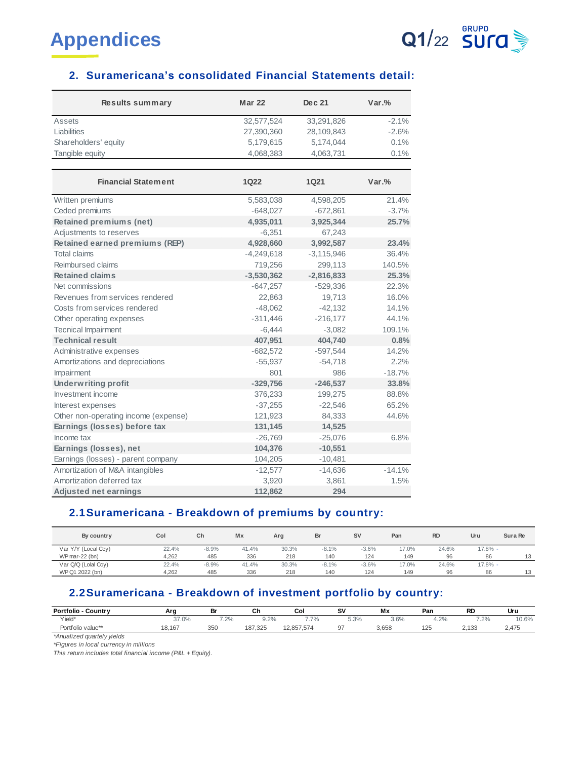# Appendices

## 2. Suramericana's consolidated Financial Statements detail:

| Results summary | Mar 22 | Dec 21 | Var.% |
|---|---|---|---|
| Assets | 32,577,524 | 33,291,826 | -2.1% |
| Liabilities | 27,390,360 | 28,109,843 | -2.6% |
| Shareholders' equity | 5,179,615 | 5,174,044 | 0.1% |
| Tangible equity | 4,068,383 | 4,063,731 | 0.1% |

| Financial Statement | 1Q22 | 1Q21 | Var.% |
|---|---|---|---|
| Written premiums | 5,583,038 | 4,598,205 | 21.4% |
| Ceded premiums | -648,027 | -672,861 | -3.7% |
| **Retained premiums (net)** | **4,935,011** | **3,925,344** | **25.7%** |
| Adjustments to reserves | -6,351 | 67,243 | |
| **Retained earned premiums (REP)** | **4,928,660** | **3,992,587** | **23.4%** |
| Total claims | -4,249,618 | -3,115,946 | 36.4% |
| Reimbursed claims | 719,256 | 299,113 | 140.5% |
| **Retained claims** | **-3,530,362** | **-2,816,833** | **25.3%** |
| Net commissions | -647,257 | -529,336 | 22.3% |
| Revenues from services rendered | 22,863 | 19,713 | 16.0% |
| Costs from services rendered | -48,062 | -42,132 | 14.1% |
| Other operating expenses | -311,446 | -216,177 | 44.1% |
| Tecnical Impairment | -6,444 | -3,082 | 109.1% |
| **Technical result** | **407,951** | **404,740** | **0.8%** |
| Administrative expenses | -682,572 | -597,544 | 14.2% |
| Amortizations and depreciations | -55,937 | -54,718 | 2.2% |
| Impairment | 801 | 986 | -18.7% |
| **Underwriting profit** | **-329,756** | **-246,537** | **33.8%** |
| Investment income | 376,233 | 199,275 | 88.8% |
| Interest expenses | -37,255 | -22,546 | 65.2% |
| Other non-operating income (expense) | 121,923 | 84,333 | 44.6% |
| **Earnings (losses) before tax** | **131,145** | **14,525** | |
| Income tax | -26,769 | -25,076 | 6.8% |
| **Earnings (losses), net** | **104,376** | **-10,551** | |
| Earnings (losses) - parent company | 104,205 | -10,481 | |
| Amortization of M&A intangibles | -12,577 | -14,636 | -14.1% |
| Amortization deferred tax | 3,920 | 3,861 | 1.5% |
| **Adjusted net earnings** | **112,862** | **294** | |

## 2.1 Suramericana - Breakdown of premiums by country:

| By country | Col | Ch | Mx | Arg | Br | SV | Pan | RD | Uru | Sura Re |
|---|---|---|---|---|---|---|---|---|---|---|
| Var Y/Y (Local Ccy) | 22.4% | -8.9% | 41.4% | 30.3% | -8.1% | -3.6% | 17.0% | 24.6% | 17.8% | - |
| WP mar-22 (bn) | 4,262 | 485 | 336 | 218 | 140 | 124 | 149 | 96 | 86 | 13 |
| Var Q/Q (Lolal Ccy) | 22.4% | -8.9% | 41.4% | 30.3% | -8.1% | -3.6% | 17.0% | 24.6% | 17.8% | - |
| WP Q1 2022 (bn) | 4,262 | 485 | 336 | 218 | 140 | 124 | 149 | 96 | 86 | 13 |

## 2.2 Suramericana - Breakdown of investment portfolio by country:

| Portfolio - Country | Arg | Br | Ch | Col | SV | Mx | Pan | RD | Uru |
|---|---|---|---|---|---|---|---|---|---|
| Yield* | 37.0% | 7.2% | 9.2% | 7.7% | 5.3% | 3.6% | 4.2% | 7.2% | 10.6% |
| Portfolio value** | 18,167 | 350 | 187,325 | 12,857,574 | 97 | 3,658 | 125 | 2,133 | 2,475 |

*Anualized quartely yields*

*Figures in local currency in millions*

*This return includes total financial income (P&L + Equity).*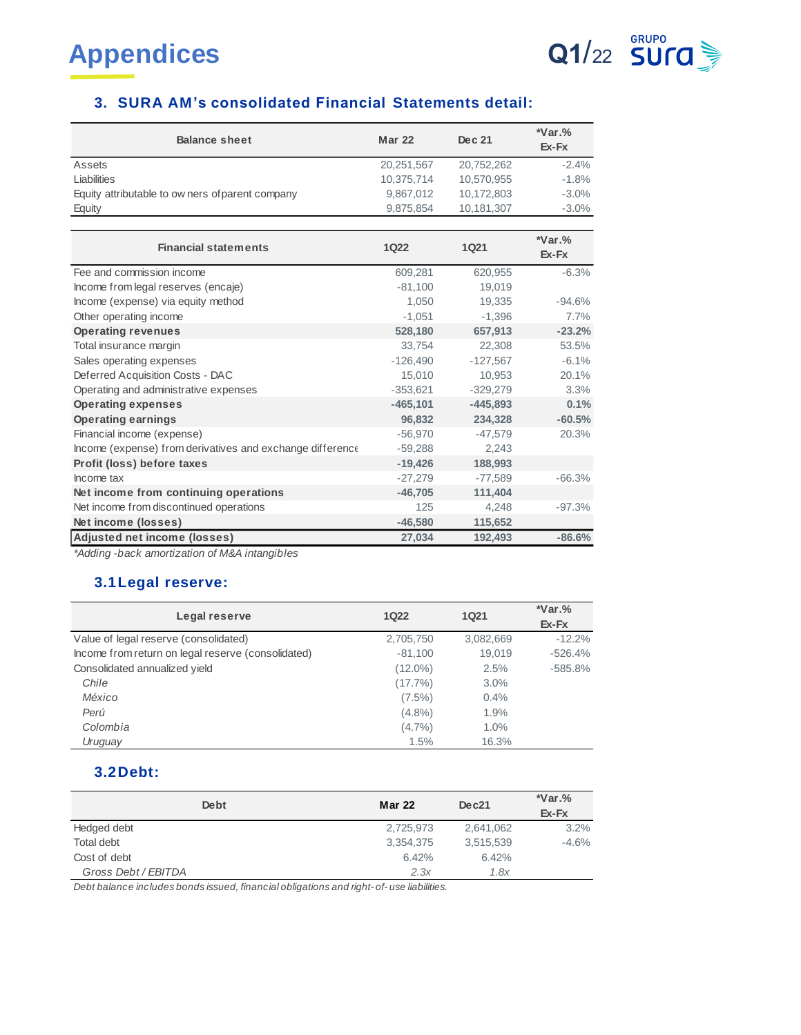# Appendices

## 3. SURA AM's consolidated Financial Statements detail:

| Balance sheet | Mar 22 | Dec 21 | *Var.% Ex-Fx |
|---|---|---|---|
| Assets | 20,251,567 | 20,752,262 | -2.4% |
| Liabilities | 10,375,714 | 10,570,955 | -1.8% |
| Equity attributable to owners of parent company | 9,867,012 | 10,172,803 | -3.0% |
| Equity | 9,875,854 | 10,181,307 | -3.0% |

| Financial statements | 1Q22 | 1Q21 | *Var.% Ex-Fx |
|---|---|---|---|
| Fee and commission income | 609,281 | 620,955 | -6.3% |
| Income from legal reserves (encaje) | -81,100 | 19,019 | |
| Income (expense) via equity method | 1,050 | 19,335 | -94.6% |
| Other operating income | -1,051 | -1,396 | 7.7% |
| **Operating revenues** | **528,180** | **657,913** | **-23.2%** |
| Total insurance margin | 33,754 | 22,308 | 53.5% |
| Sales operating expenses | -126,490 | -127,567 | -6.1% |
| Deferred Acquisition Costs - DAC | 15,010 | 10,953 | 20.1% |
| Operating and administrative expenses | -353,621 | -329,279 | 3.3% |
| **Operating expenses** | **-465,101** | **-445,893** | **0.1%** |
| **Operating earnings** | **96,832** | **234,328** | **-60.5%** |
| Financial income (expense) | -56,970 | -47,579 | 20.3% |
| Income (expense) from derivatives and exchange difference | -59,288 | 2,243 | |
| **Profit (loss) before taxes** | **-19,426** | **188,993** | |
| Income tax | -27,279 | -77,589 | -66.3% |
| **Net income from continuing operations** | **-46,705** | **111,404** | |
| Net income from discontinued operations | 125 | 4,248 | -97.3% |
| **Net income (losses)** | **-46,580** | **115,652** | |
| **Adjusted net income (losses)** | **27,034** | **192,493** | **-86.6%** |

*\*Adding -back amortization of M&A intangibles*

### 3.1 Legal reserve:

| Legal reserve | 1Q22 | 1Q21 | *Var.% Ex-Fx |
|---|---|---|---|
| Value of legal reserve (consolidated) | 2,705,750 | 3,082,669 | -12.2% |
| Income from return on legal reserve (consolidated) | -81,100 | 19,019 | -526.4% |
| Consolidated annualized yield | (12.0%) | 2.5% | -585.8% |
| *Chile* | (17.7%) | 3.0% | |
| *México* | (7.5%) | 0.4% | |
| *Perú* | (4.8%) | 1.9% | |
| *Colombia* | (4.7%) | 1.0% | |
| *Uruguay* | 1.5% | 16.3% | |

### 3.2 Debt:

| Debt | Mar 22 | Dec21 | *Var.% Ex-Fx |
|---|---|---|---|
| Hedged debt | 2,725,973 | 2,641,062 | 3.2% |
| Total debt | 3,354,375 | 3,515,539 | -4.6% |
| Cost of debt | 6.42% | 6.42% | |
| *Gross Debt / EBITDA* | *2.3x* | *1.8x* | |

*Debt balance includes bonds issued, financial obligations and right-of-use liabilities.*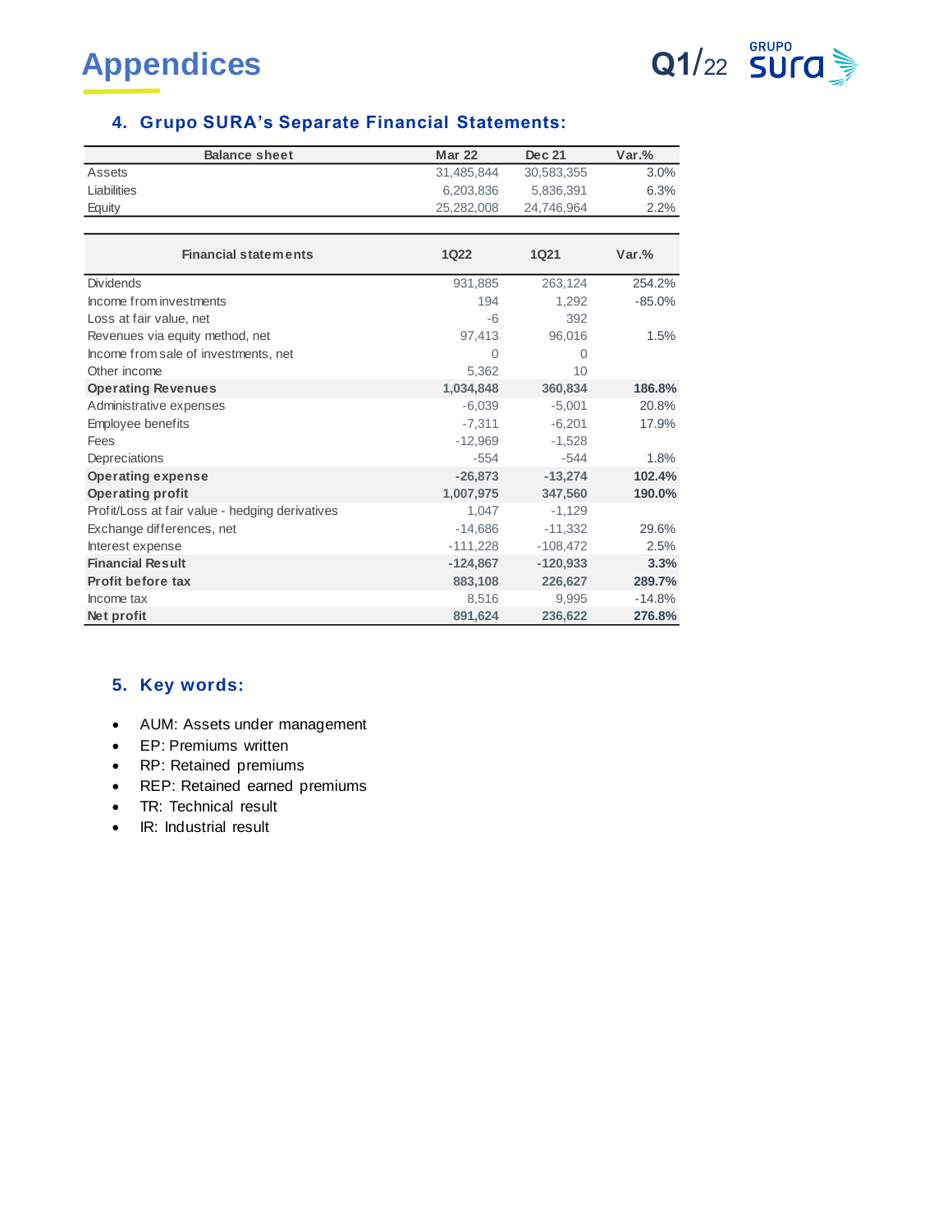# Appendices

## 4. Grupo SURA's Separate Financial Statements:

| Balance sheet | Mar 22 | Dec 21 | Var.% |
|---|---|---|---|
| Assets | 31,485,844 | 30,583,355 | 3.0% |
| Liabilities | 6,203,836 | 5,836,391 | 6.3% |
| Equity | 25,282,008 | 24,746,964 | 2.2% |

| Financial statements | 1Q22 | 1Q21 | Var.% |
|---|---|---|---|
| Dividends | 931,885 | 263,124 | 254.2% |
| Income from investments | 194 | 1,292 | -85.0% |
| Loss at fair value, net | -6 | 392 | |
| Revenues via equity method, net | 97,413 | 96,016 | 1.5% |
| Income from sale of investments, net | 0 | 0 | |
| Other income | 5,362 | 10 | |
| **Operating Revenues** | **1,034,848** | **360,834** | **186.8%** |
| Administrative expenses | -6,039 | -5,001 | 20.8% |
| Employee benefits | -7,311 | -6,201 | 17.9% |
| Fees | -12,969 | -1,528 | |
| Depreciations | -554 | -544 | 1.8% |
| **Operating expense** | **-26,873** | **-13,274** | **102.4%** |
| **Operating profit** | **1,007,975** | **347,560** | **190.0%** |
| Profit/Loss at fair value - hedging derivatives | 1,047 | -1,129 | |
| Exchange differences, net | -14,686 | -11,332 | 29.6% |
| Interest expense | -111,228 | -108,472 | 2.5% |
| **Financial Result** | **-124,867** | **-120,933** | **3.3%** |
| **Profit before tax** | **883,108** | **226,627** | **289.7%** |
| Income tax | 8,516 | 9,995 | -14.8% |
| **Net profit** | **891,624** | **236,622** | **276.8%** |

## 5. Key words:

- AUM: Assets under management
- EP: Premiums written
- RP: Retained premiums
- REP: Retained earned premiums
- TR: Technical result
- IR: Industrial result